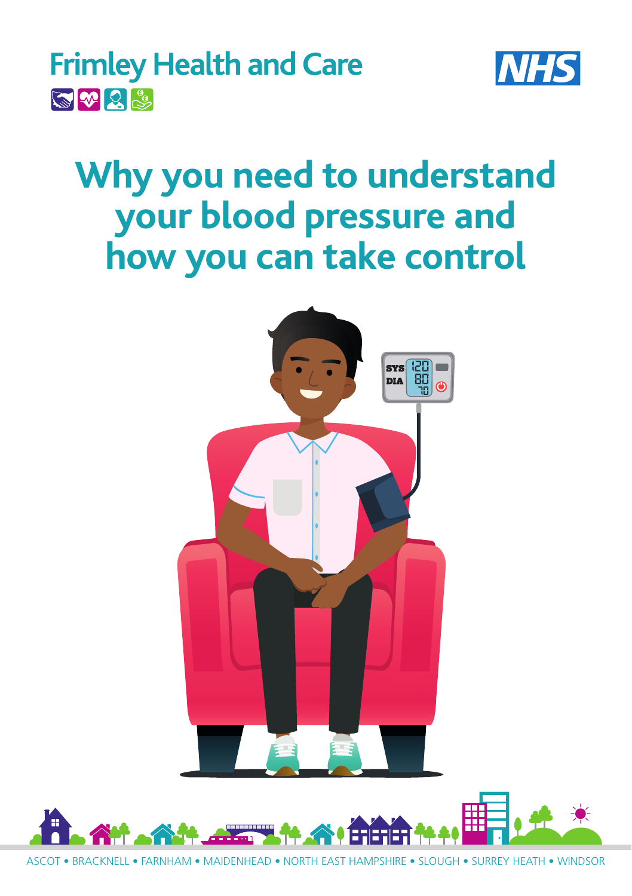Frimley Health and Care

NHS

# Why you need to understand your blood pressure and how you can take control

ASCOT • BRACKNELL • FARNHAM • MAIDENHEAD • NORTH EAST HAMPSHIRE • SLOUGH • SURREY HEATH • WINDSOR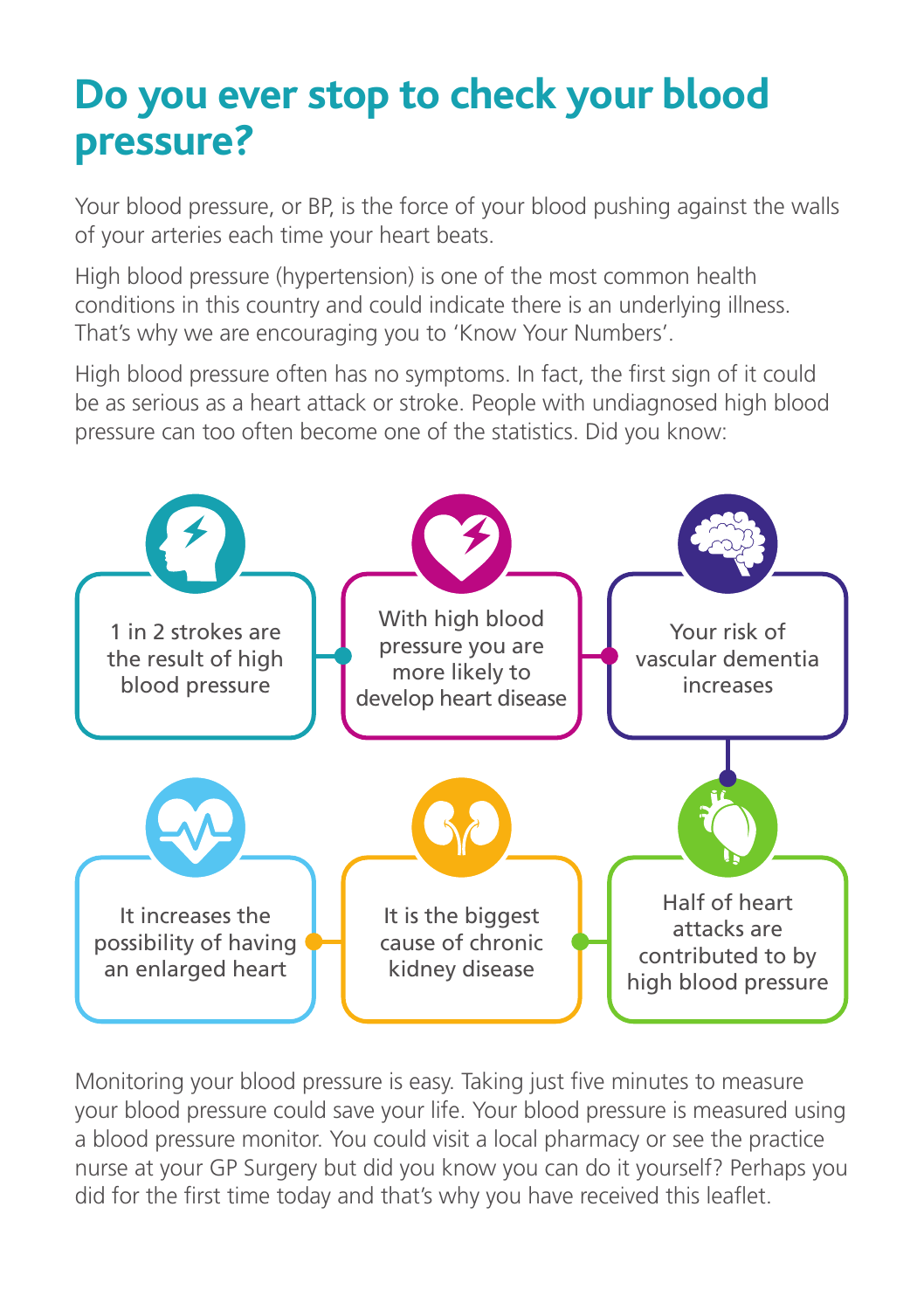# Do you ever stop to check your blood pressure?

Your blood pressure, or BP, is the force of your blood pushing against the walls of your arteries each time your heart beats.

High blood pressure (hypertension) is one of the most common health conditions in this country and could indicate there is an underlying illness. That's why we are encouraging you to 'Know Your Numbers'.

High blood pressure often has no symptoms. In fact, the first sign of it could be as serious as a heart attack or stroke. People with undiagnosed high blood pressure can too often become one of the statistics. Did you know:

- 1 in 2 strokes are the result of high blood pressure
- With high blood pressure you are more likely to develop heart disease
- Your risk of vascular dementia increases
- Half of heart attacks are contributed to by high blood pressure
- It is the biggest cause of chronic kidney disease
- It increases the possibility of having an enlarged heart

Monitoring your blood pressure is easy. Taking just five minutes to measure your blood pressure could save your life. Your blood pressure is measured using a blood pressure monitor. You could visit a local pharmacy or see the practice nurse at your GP Surgery but did you know you can do it yourself? Perhaps you did for the first time today and that's why you have received this leaflet.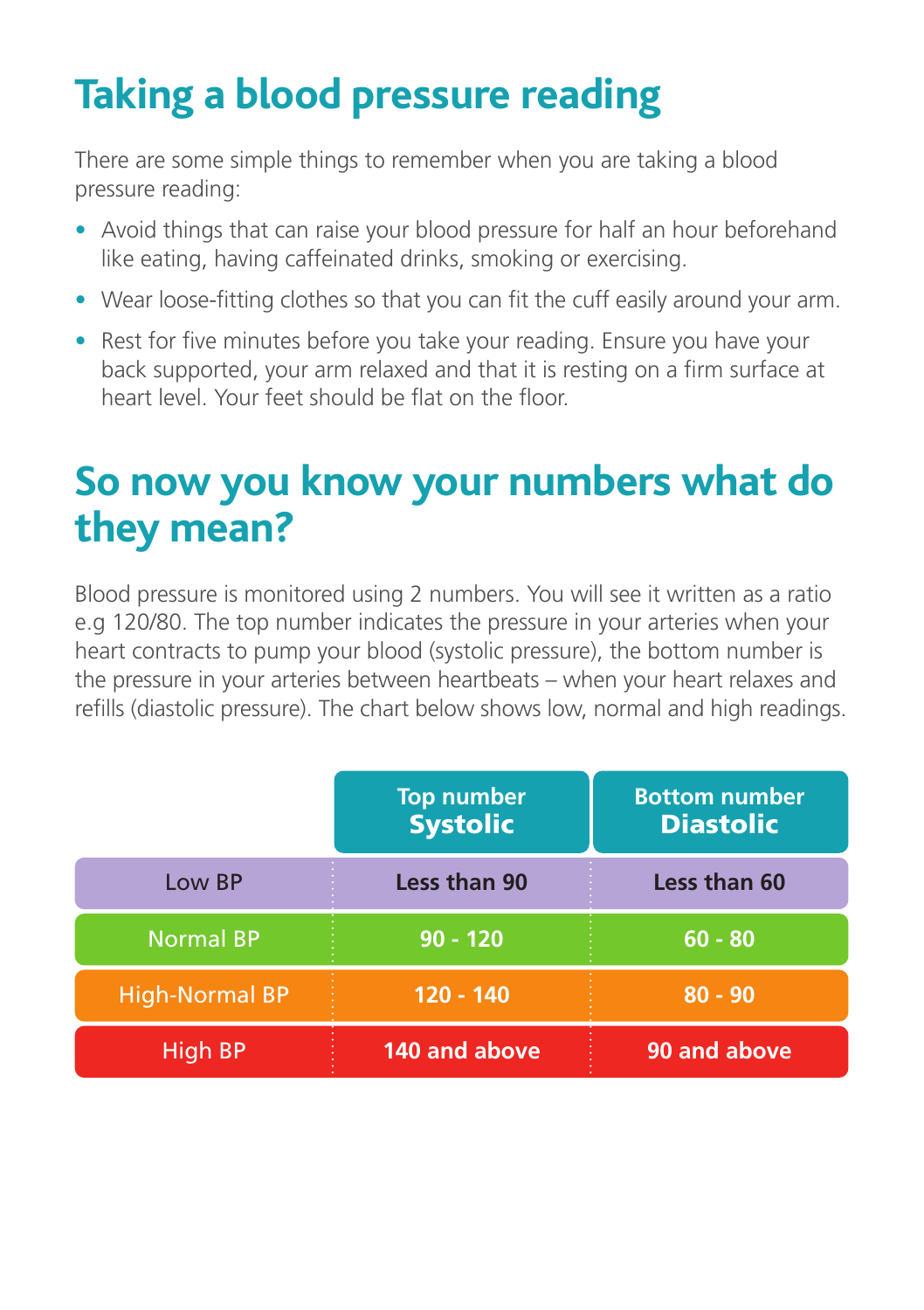# Taking a blood pressure reading

There are some simple things to remember when you are taking a blood pressure reading:

- Avoid things that can raise your blood pressure for half an hour beforehand like eating, having caffeinated drinks, smoking or exercising.
- Wear loose-fitting clothes so that you can fit the cuff easily around your arm.
- Rest for five minutes before you take your reading. Ensure you have your back supported, your arm relaxed and that it is resting on a firm surface at heart level. Your feet should be flat on the floor.

# So now you know your numbers what do they mean?

Blood pressure is monitored using 2 numbers. You will see it written as a ratio e.g 120/80. The top number indicates the pressure in your arteries when your heart contracts to pump your blood (systolic pressure), the bottom number is the pressure in your arteries between heartbeats – when your heart relaxes and refills (diastolic pressure). The chart below shows low, normal and high readings.

| | Top number **Systolic** | Bottom number **Diastolic** |
|---|---|---|
| Low BP | **Less than 90** | **Less than 60** |
| Normal BP | **90 - 120** | **60 - 80** |
| High-Normal BP | **120 - 140** | **80 - 90** |
| High BP | **140 and above** | **90 and above** |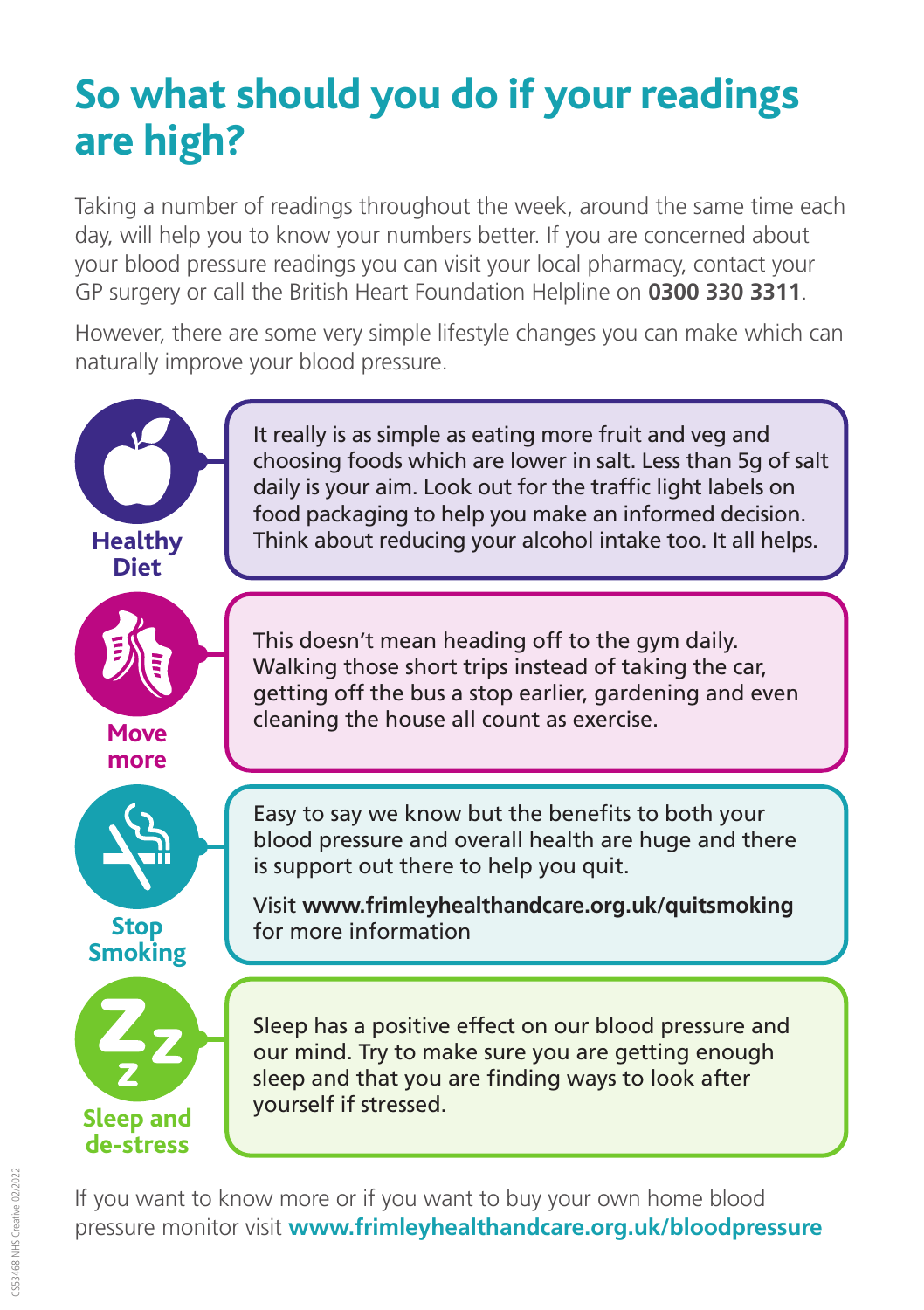# So what should you do if your readings are high?

Taking a number of readings throughout the week, around the same time each day, will help you to know your numbers better. If you are concerned about your blood pressure readings you can visit your local pharmacy, contact your GP surgery or call the British Heart Foundation Helpline on **0300 330 3311**.

However, there are some very simple lifestyle changes you can make which can naturally improve your blood pressure.

### Healthy Diet

It really is as simple as eating more fruit and veg and choosing foods which are lower in salt. Less than 5g of salt daily is your aim. Look out for the traffic light labels on food packaging to help you make an informed decision. Think about reducing your alcohol intake too. It all helps.

### Move more

This doesn't mean heading off to the gym daily. Walking those short trips instead of taking the car, getting off the bus a stop earlier, gardening and even cleaning the house all count as exercise.

### Stop Smoking

Easy to say we know but the benefits to both your blood pressure and overall health are huge and there is support out there to help you quit.

Visit **www.frimleyhealthandcare.org.uk/quitsmoking** for more information

### Sleep and de-stress

Sleep has a positive effect on our blood pressure and our mind. Try to make sure you are getting enough sleep and that you are finding ways to look after yourself if stressed.

If you want to know more or if you want to buy your own home blood pressure monitor visit **www.frimleyhealthandcare.org.uk/bloodpressure**

CS53468 NHS Creative 02/2022